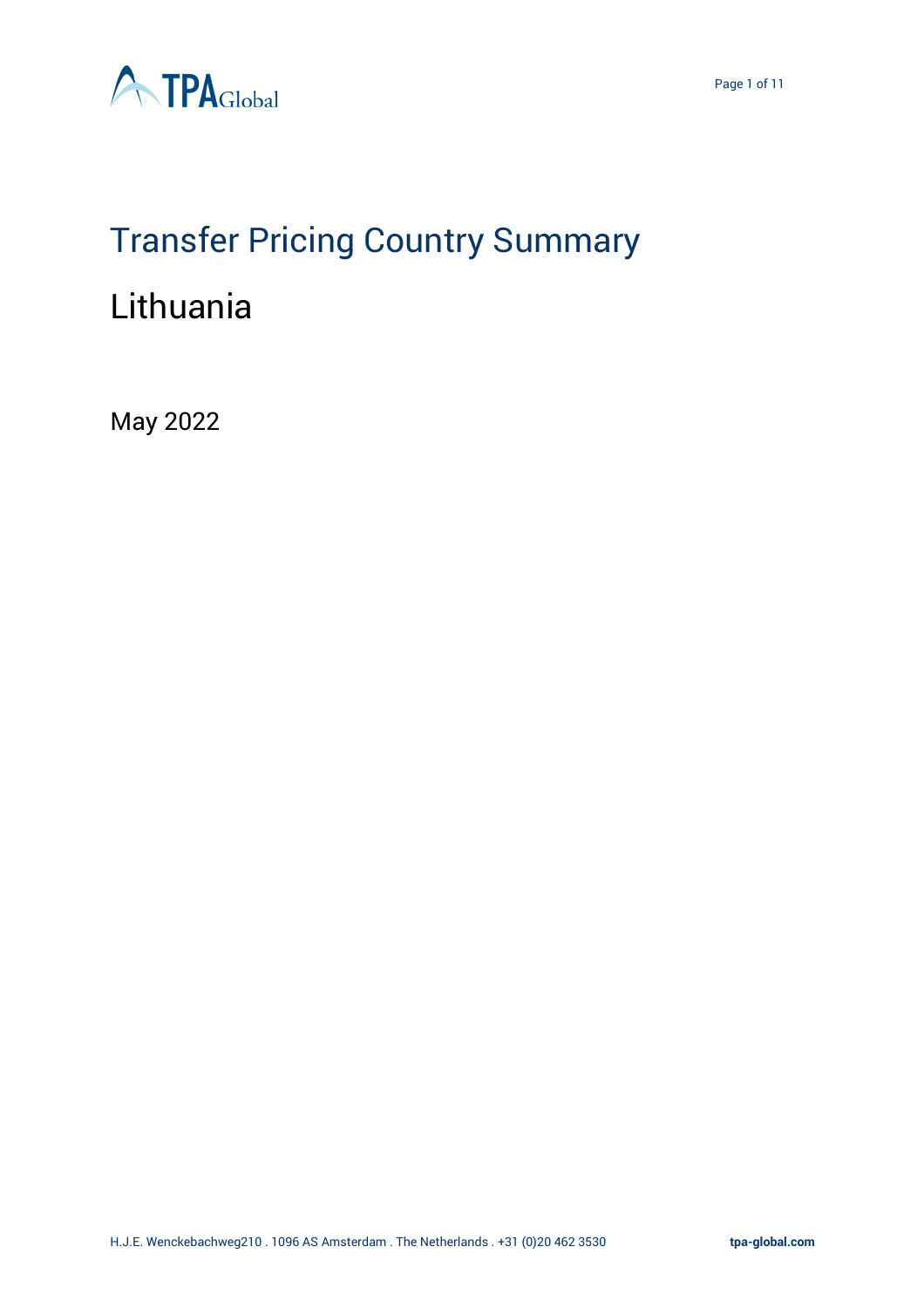# Transfer Pricing Country Summary

## Lithuania

May 2022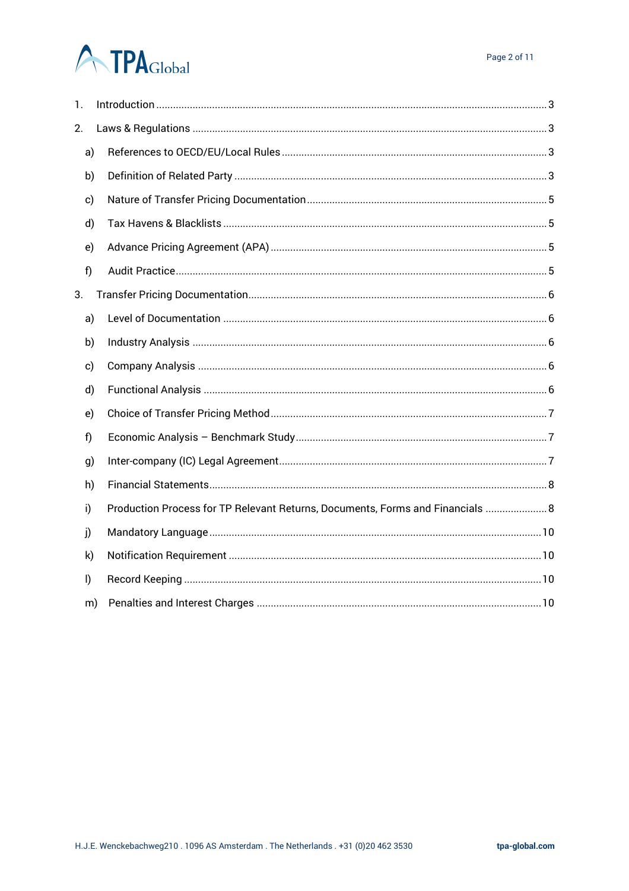1. Introduction ........................................................................................................................................ 3
2. Laws & Regulations ............................................................................................................................ 3
   a) References to OECD/EU/Local Rules ............................................................................................. 3
   b) Definition of Related Party ............................................................................................................. 3
   c) Nature of Transfer Pricing Documentation .................................................................................... 5
   d) Tax Havens & Blacklists ................................................................................................................. 5
   e) Advance Pricing Agreement (APA) ................................................................................................. 5
   f) Audit Practice.................................................................................................................................. 5
3. Transfer Pricing Documentation......................................................................................................... 6
   a) Level of Documentation .................................................................................................................. 6
   b) Industry Analysis ............................................................................................................................ 6
   c) Company Analysis .......................................................................................................................... 6
   d) Functional Analysis ........................................................................................................................ 6
   e) Choice of Transfer Pricing Method................................................................................................. 7
   f) Economic Analysis – Benchmark Study........................................................................................ 7
   g) Inter-company (IC) Legal Agreement.............................................................................................. 7
   h) Financial Statements...................................................................................................................... 8
   i) Production Process for TP Relevant Returns, Documents, Forms and Financials ...................... 8
   j) Mandatory Language..................................................................................................................... 10
   k) Notification Requirement ............................................................................................................. 10
   l) Record Keeping ............................................................................................................................. 10
   m) Penalties and Interest Charges .................................................................................................... 10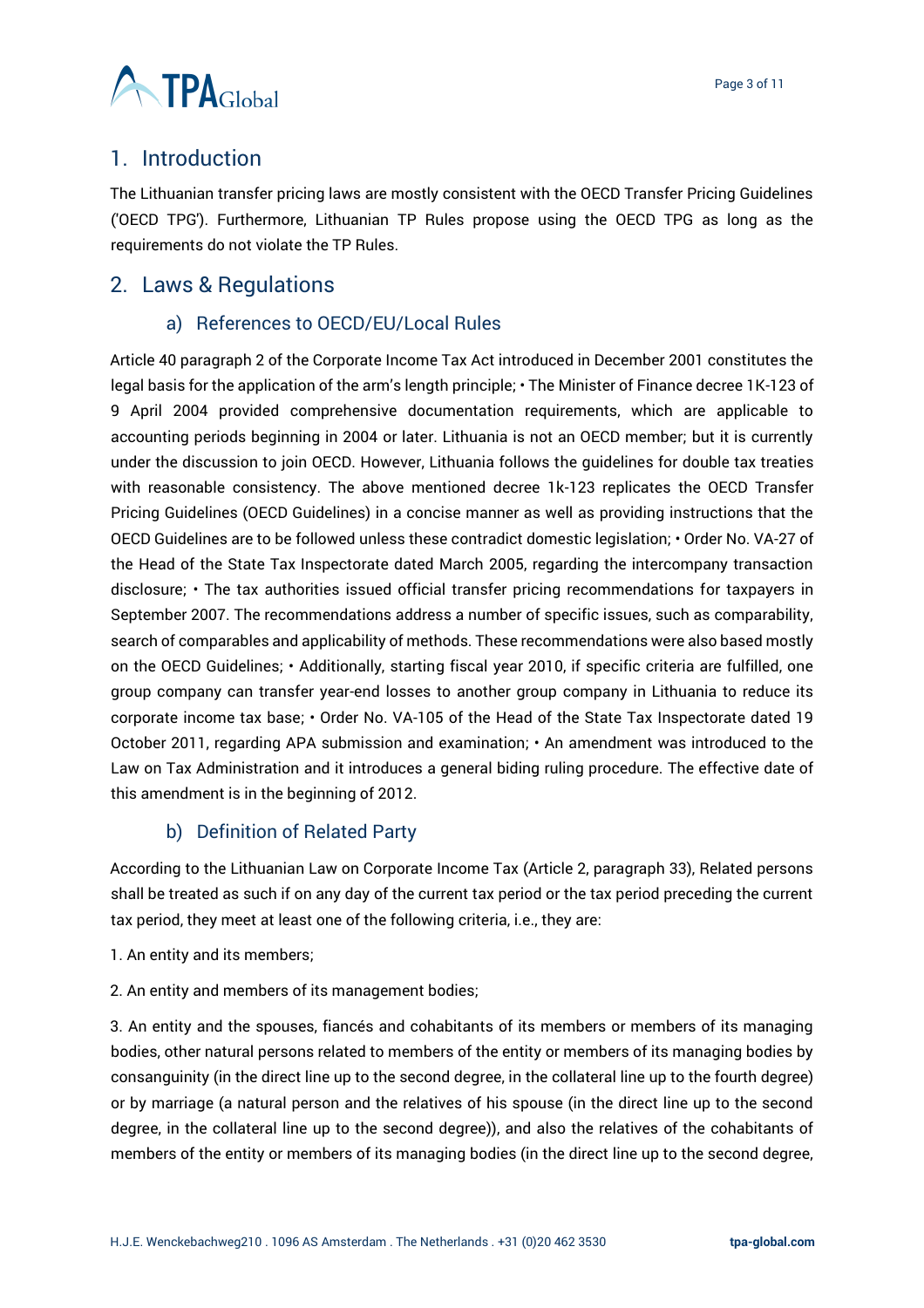## 1. Introduction

The Lithuanian transfer pricing laws are mostly consistent with the OECD Transfer Pricing Guidelines ('OECD TPG'). Furthermore, Lithuanian TP Rules propose using the OECD TPG as long as the requirements do not violate the TP Rules.

## 2. Laws & Regulations

### a) References to OECD/EU/Local Rules

Article 40 paragraph 2 of the Corporate Income Tax Act introduced in December 2001 constitutes the legal basis for the application of the arm's length principle; • The Minister of Finance decree 1K-123 of 9 April 2004 provided comprehensive documentation requirements, which are applicable to accounting periods beginning in 2004 or later. Lithuania is not an OECD member; but it is currently under the discussion to join OECD. However, Lithuania follows the guidelines for double tax treaties with reasonable consistency. The above mentioned decree 1k-123 replicates the OECD Transfer Pricing Guidelines (OECD Guidelines) in a concise manner as well as providing instructions that the OECD Guidelines are to be followed unless these contradict domestic legislation; • Order No. VA-27 of the Head of the State Tax Inspectorate dated March 2005, regarding the intercompany transaction disclosure; • The tax authorities issued official transfer pricing recommendations for taxpayers in September 2007. The recommendations address a number of specific issues, such as comparability, search of comparables and applicability of methods. These recommendations were also based mostly on the OECD Guidelines; • Additionally, starting fiscal year 2010, if specific criteria are fulfilled, one group company can transfer year-end losses to another group company in Lithuania to reduce its corporate income tax base; • Order No. VA-105 of the Head of the State Tax Inspectorate dated 19 October 2011, regarding APA submission and examination; • An amendment was introduced to the Law on Tax Administration and it introduces a general biding ruling procedure. The effective date of this amendment is in the beginning of 2012.

### b) Definition of Related Party

According to the Lithuanian Law on Corporate Income Tax (Article 2, paragraph 33), Related persons shall be treated as such if on any day of the current tax period or the tax period preceding the current tax period, they meet at least one of the following criteria, i.e., they are:

1. An entity and its members;

2. An entity and members of its management bodies;

3. An entity and the spouses, fiancés and cohabitants of its members or members of its managing bodies, other natural persons related to members of the entity or members of its managing bodies by consanguinity (in the direct line up to the second degree, in the collateral line up to the fourth degree) or by marriage (a natural person and the relatives of his spouse (in the direct line up to the second degree, in the collateral line up to the second degree)), and also the relatives of the cohabitants of members of the entity or members of its managing bodies (in the direct line up to the second degree,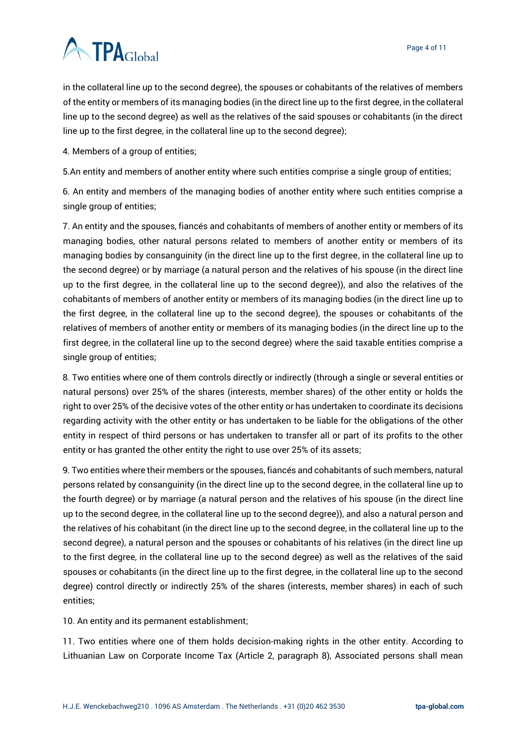in the collateral line up to the second degree), the spouses or cohabitants of the relatives of members of the entity or members of its managing bodies (in the direct line up to the first degree, in the collateral line up to the second degree) as well as the relatives of the said spouses or cohabitants (in the direct line up to the first degree, in the collateral line up to the second degree);

4. Members of a group of entities;

5.An entity and members of another entity where such entities comprise a single group of entities;

6. An entity and members of the managing bodies of another entity where such entities comprise a single group of entities;

7. An entity and the spouses, fiancés and cohabitants of members of another entity or members of its managing bodies, other natural persons related to members of another entity or members of its managing bodies by consanguinity (in the direct line up to the first degree, in the collateral line up to the second degree) or by marriage (a natural person and the relatives of his spouse (in the direct line up to the first degree, in the collateral line up to the second degree)), and also the relatives of the cohabitants of members of another entity or members of its managing bodies (in the direct line up to the first degree, in the collateral line up to the second degree), the spouses or cohabitants of the relatives of members of another entity or members of its managing bodies (in the direct line up to the first degree, in the collateral line up to the second degree) where the said taxable entities comprise a single group of entities;

8. Two entities where one of them controls directly or indirectly (through a single or several entities or natural persons) over 25% of the shares (interests, member shares) of the other entity or holds the right to over 25% of the decisive votes of the other entity or has undertaken to coordinate its decisions regarding activity with the other entity or has undertaken to be liable for the obligations of the other entity in respect of third persons or has undertaken to transfer all or part of its profits to the other entity or has granted the other entity the right to use over 25% of its assets;

9. Two entities where their members or the spouses, fiancés and cohabitants of such members, natural persons related by consanguinity (in the direct line up to the second degree, in the collateral line up to the fourth degree) or by marriage (a natural person and the relatives of his spouse (in the direct line up to the second degree, in the collateral line up to the second degree)), and also a natural person and the relatives of his cohabitant (in the direct line up to the second degree, in the collateral line up to the second degree), a natural person and the spouses or cohabitants of his relatives (in the direct line up to the first degree, in the collateral line up to the second degree) as well as the relatives of the said spouses or cohabitants (in the direct line up to the first degree, in the collateral line up to the second degree) control directly or indirectly 25% of the shares (interests, member shares) in each of such entities;

10. An entity and its permanent establishment;

11. Two entities where one of them holds decision-making rights in the other entity. According to Lithuanian Law on Corporate Income Tax (Article 2, paragraph 8), Associated persons shall mean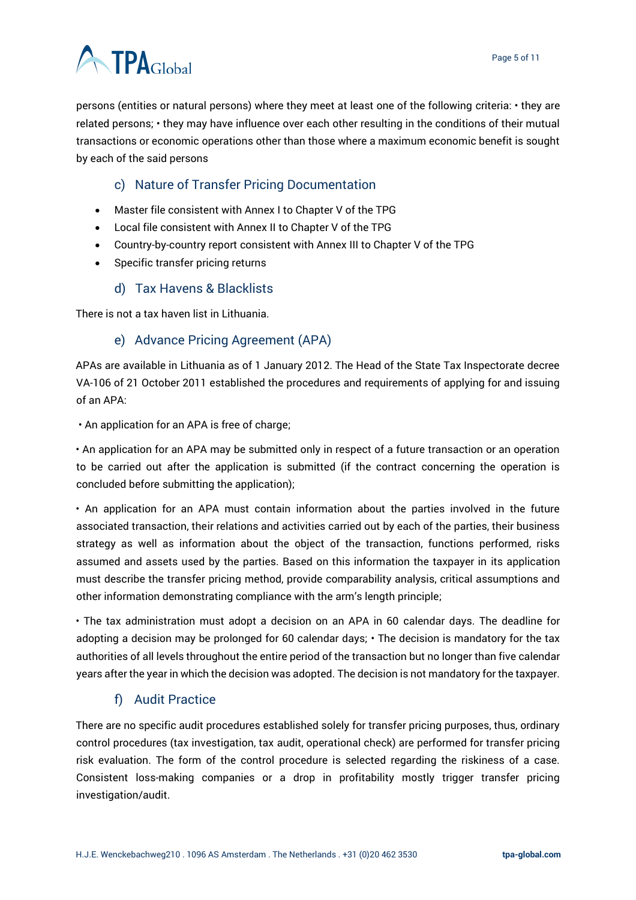persons (entities or natural persons) where they meet at least one of the following criteria: • they are related persons; • they may have influence over each other resulting in the conditions of their mutual transactions or economic operations other than those where a maximum economic benefit is sought by each of the said persons

### c) Nature of Transfer Pricing Documentation

- Master file consistent with Annex I to Chapter V of the TPG
- Local file consistent with Annex II to Chapter V of the TPG
- Country-by-country report consistent with Annex III to Chapter V of the TPG
- Specific transfer pricing returns

### d) Tax Havens & Blacklists

There is not a tax haven list in Lithuania.

### e) Advance Pricing Agreement (APA)

APAs are available in Lithuania as of 1 January 2012. The Head of the State Tax Inspectorate decree VA-106 of 21 October 2011 established the procedures and requirements of applying for and issuing of an APA:

• An application for an APA is free of charge;

• An application for an APA may be submitted only in respect of a future transaction or an operation to be carried out after the application is submitted (if the contract concerning the operation is concluded before submitting the application);

• An application for an APA must contain information about the parties involved in the future associated transaction, their relations and activities carried out by each of the parties, their business strategy as well as information about the object of the transaction, functions performed, risks assumed and assets used by the parties. Based on this information the taxpayer in its application must describe the transfer pricing method, provide comparability analysis, critical assumptions and other information demonstrating compliance with the arm's length principle;

• The tax administration must adopt a decision on an APA in 60 calendar days. The deadline for adopting a decision may be prolonged for 60 calendar days; • The decision is mandatory for the tax authorities of all levels throughout the entire period of the transaction but no longer than five calendar years after the year in which the decision was adopted. The decision is not mandatory for the taxpayer.

### f) Audit Practice

There are no specific audit procedures established solely for transfer pricing purposes, thus, ordinary control procedures (tax investigation, tax audit, operational check) are performed for transfer pricing risk evaluation. The form of the control procedure is selected regarding the riskiness of a case. Consistent loss-making companies or a drop in profitability mostly trigger transfer pricing investigation/audit.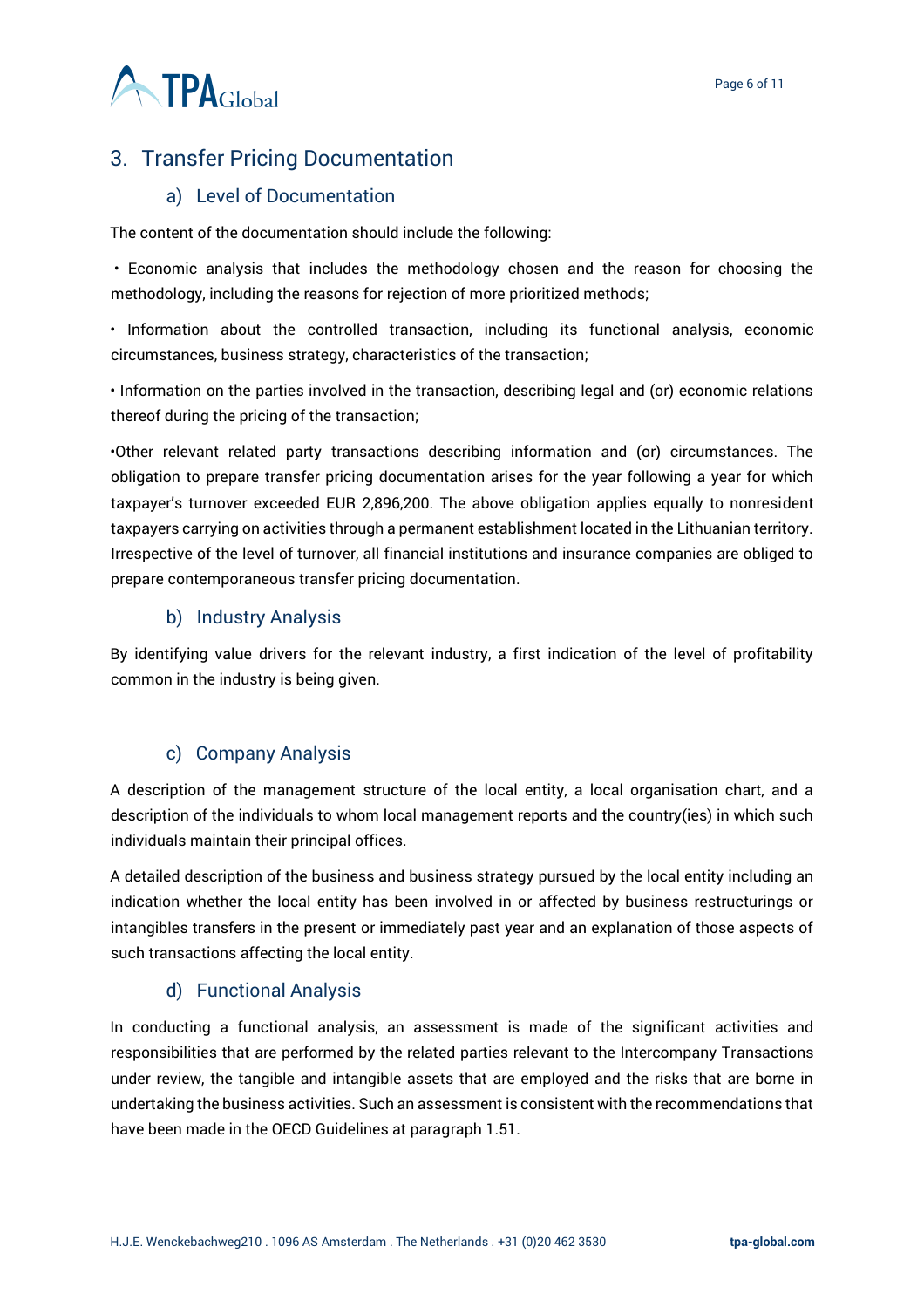## 3. Transfer Pricing Documentation

### a) Level of Documentation

The content of the documentation should include the following:

- Economic analysis that includes the methodology chosen and the reason for choosing the methodology, including the reasons for rejection of more prioritized methods;
- Information about the controlled transaction, including its functional analysis, economic circumstances, business strategy, characteristics of the transaction;
- Information on the parties involved in the transaction, describing legal and (or) economic relations thereof during the pricing of the transaction;
- Other relevant related party transactions describing information and (or) circumstances. The obligation to prepare transfer pricing documentation arises for the year following a year for which taxpayer's turnover exceeded EUR 2,896,200. The above obligation applies equally to nonresident taxpayers carrying on activities through a permanent establishment located in the Lithuanian territory. Irrespective of the level of turnover, all financial institutions and insurance companies are obliged to prepare contemporaneous transfer pricing documentation.

### b) Industry Analysis

By identifying value drivers for the relevant industry, a first indication of the level of profitability common in the industry is being given.

### c) Company Analysis

A description of the management structure of the local entity, a local organisation chart, and a description of the individuals to whom local management reports and the country(ies) in which such individuals maintain their principal offices.

A detailed description of the business and business strategy pursued by the local entity including an indication whether the local entity has been involved in or affected by business restructurings or intangibles transfers in the present or immediately past year and an explanation of those aspects of such transactions affecting the local entity.

### d) Functional Analysis

In conducting a functional analysis, an assessment is made of the significant activities and responsibilities that are performed by the related parties relevant to the Intercompany Transactions under review, the tangible and intangible assets that are employed and the risks that are borne in undertaking the business activities. Such an assessment is consistent with the recommendations that have been made in the OECD Guidelines at paragraph 1.51.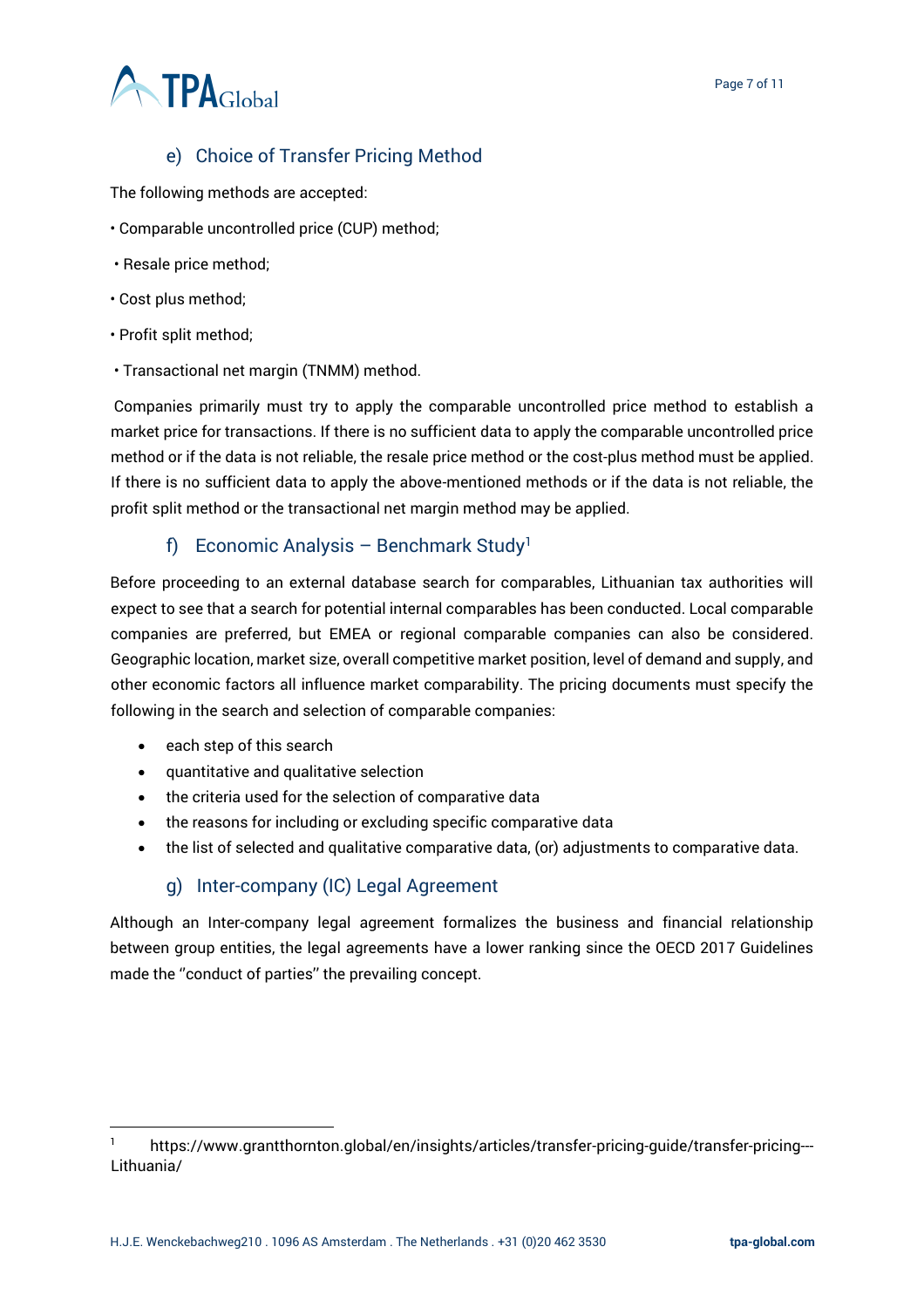### e) Choice of Transfer Pricing Method

The following methods are accepted:

- Comparable uncontrolled price (CUP) method;
- Resale price method;
- Cost plus method;
- Profit split method;
- Transactional net margin (TNMM) method.

Companies primarily must try to apply the comparable uncontrolled price method to establish a market price for transactions. If there is no sufficient data to apply the comparable uncontrolled price method or if the data is not reliable, the resale price method or the cost-plus method must be applied. If there is no sufficient data to apply the above-mentioned methods or if the data is not reliable, the profit split method or the transactional net margin method may be applied.

### f) Economic Analysis – Benchmark Study[1]

Before proceeding to an external database search for comparables, Lithuanian tax authorities will expect to see that a search for potential internal comparables has been conducted. Local comparable companies are preferred, but EMEA or regional comparable companies can also be considered. Geographic location, market size, overall competitive market position, level of demand and supply, and other economic factors all influence market comparability. The pricing documents must specify the following in the search and selection of comparable companies:

- each step of this search
- quantitative and qualitative selection
- the criteria used for the selection of comparative data
- the reasons for including or excluding specific comparative data
- the list of selected and qualitative comparative data, (or) adjustments to comparative data.

### g) Inter-company (IC) Legal Agreement

Although an Inter-company legal agreement formalizes the business and financial relationship between group entities, the legal agreements have a lower ranking since the OECD 2017 Guidelines made the ''conduct of parties'' the prevailing concept.

[1] https://www.grantthornton.global/en/insights/articles/transfer-pricing-guide/transfer-pricing---Lithuania/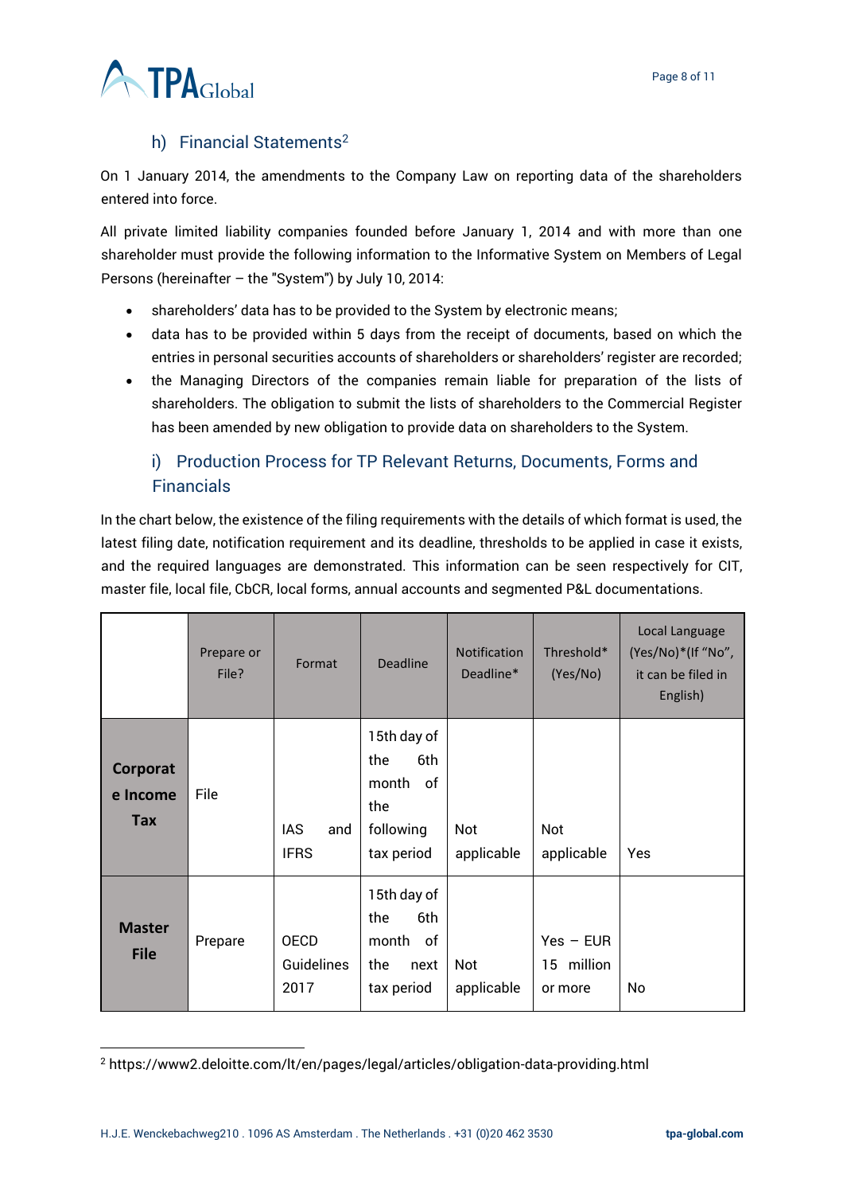### h) Financial Statements[2]

On 1 January 2014, the amendments to the Company Law on reporting data of the shareholders entered into force.

All private limited liability companies founded before January 1, 2014 and with more than one shareholder must provide the following information to the Informative System on Members of Legal Persons (hereinafter – the "System") by July 10, 2014:

- shareholders' data has to be provided to the System by electronic means;
- data has to be provided within 5 days from the receipt of documents, based on which the entries in personal securities accounts of shareholders or shareholders' register are recorded;
- the Managing Directors of the companies remain liable for preparation of the lists of shareholders. The obligation to submit the lists of shareholders to the Commercial Register has been amended by new obligation to provide data on shareholders to the System.

### i) Production Process for TP Relevant Returns, Documents, Forms and Financials

In the chart below, the existence of the filing requirements with the details of which format is used, the latest filing date, notification requirement and its deadline, thresholds to be applied in case it exists, and the required languages are demonstrated. This information can be seen respectively for CIT, master file, local file, CbCR, local forms, annual accounts and segmented P&L documentations.

| | Prepare or File? | Format | Deadline | Notification Deadline* | Threshold* (Yes/No) | Local Language (Yes/No)*(If "No", it can be filed in English) |
|---|---|---|---|---|---|---|
| **Corporate Income Tax** | File | IAS and IFRS | 15th day of the 6th month of the following tax period | Not applicable | Not applicable | Yes |
| **Master File** | Prepare | OECD Guidelines 2017 | 15th day of the 6th month of the next tax period | Not applicable | Yes – EUR 15 million or more | No |

[2] https://www2.deloitte.com/lt/en/pages/legal/articles/obligation-data-providing.html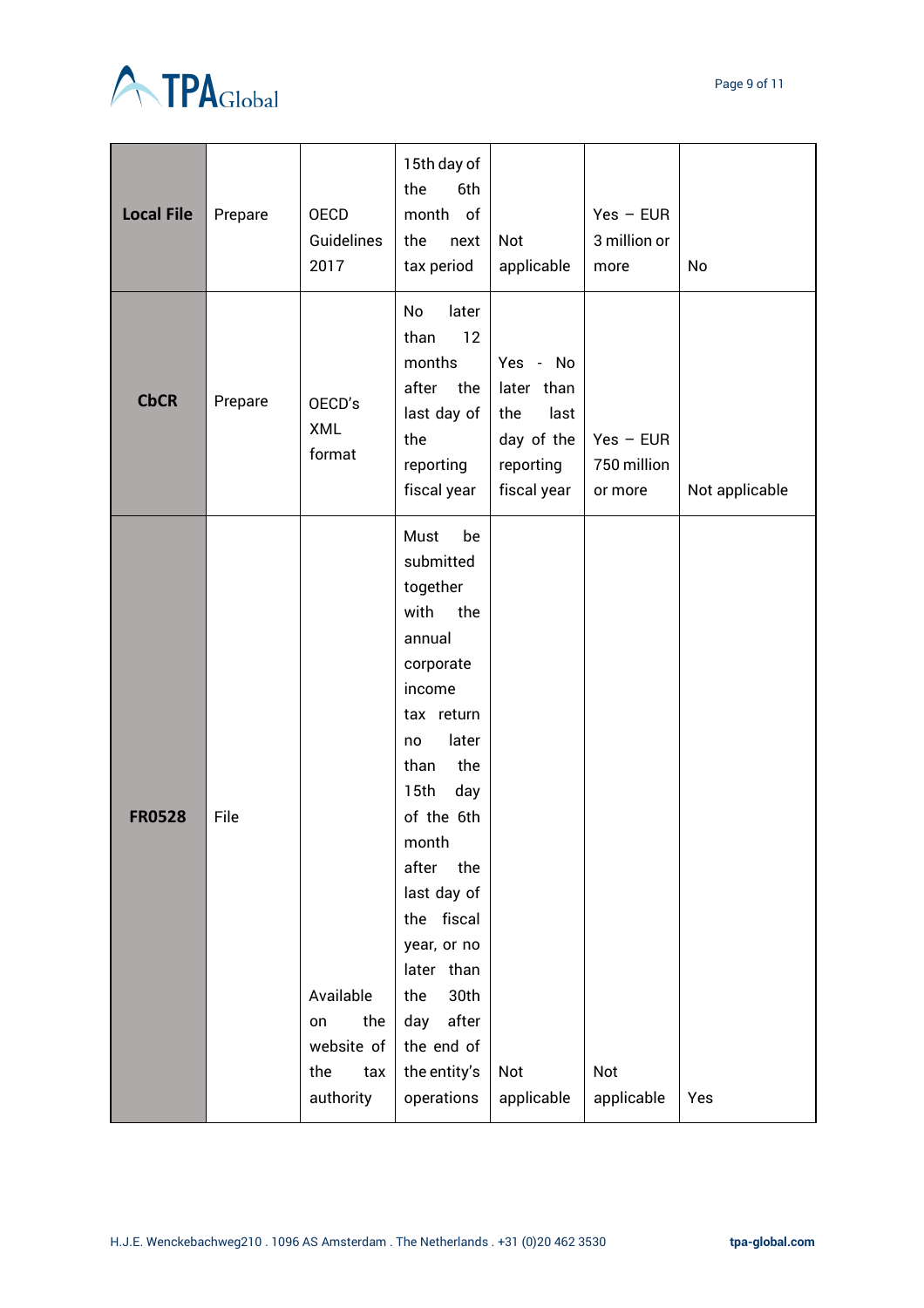| | | | | | | |
|---|---|---|---|---|---|---|
| **Local File** | Prepare | OECD Guidelines 2017 | 15th day of the 6th month of the next tax period | Not applicable | Yes – EUR 3 million or more | No |
| **CbCR** | Prepare | OECD's XML format | No later than 12 months after the last day of the reporting fiscal year | Yes - No later than the last day of the reporting fiscal year | Yes – EUR 750 million or more | Not applicable |
| **FR0528** | File | Available on the website of the tax authority | Must be submitted together with the annual corporate income tax return no later than the 15th day of the 6th month after the last day of the fiscal year, or no later than the 30th day after the end of the entity's operations | Not applicable | Not applicable | Yes |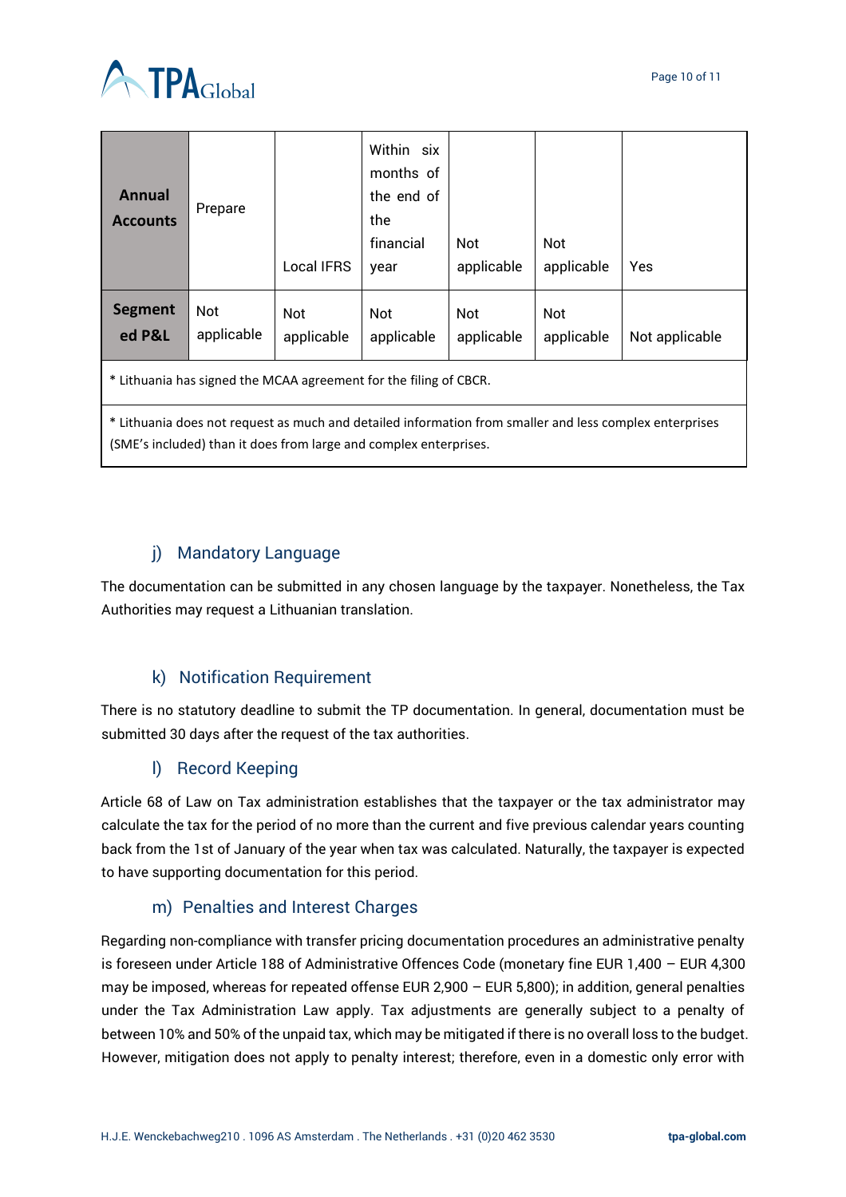| Annual Accounts | Prepare | Local IFRS | Within six months of the end of the financial year | Not applicable | Not applicable | Yes |
|---|---|---|---|---|---|---|
| Segmented P&L | Not applicable | Not applicable | Not applicable | Not applicable | Not applicable | Not applicable |
| * Lithuania has signed the MCAA agreement for the filing of CBCR. | | | | | | |
| * Lithuania does not request as much and detailed information from smaller and less complex enterprises (SME's included) than it does from large and complex enterprises. | | | | | | |

### j) Mandatory Language

The documentation can be submitted in any chosen language by the taxpayer. Nonetheless, the Tax Authorities may request a Lithuanian translation.

### k) Notification Requirement

There is no statutory deadline to submit the TP documentation. In general, documentation must be submitted 30 days after the request of the tax authorities.

### l) Record Keeping

Article 68 of Law on Tax administration establishes that the taxpayer or the tax administrator may calculate the tax for the period of no more than the current and five previous calendar years counting back from the 1st of January of the year when tax was calculated. Naturally, the taxpayer is expected to have supporting documentation for this period.

### m) Penalties and Interest Charges

Regarding non-compliance with transfer pricing documentation procedures an administrative penalty is foreseen under Article 188 of Administrative Offences Code (monetary fine EUR 1,400 – EUR 4,300 may be imposed, whereas for repeated offense EUR 2,900 – EUR 5,800); in addition, general penalties under the Tax Administration Law apply. Tax adjustments are generally subject to a penalty of between 10% and 50% of the unpaid tax, which may be mitigated if there is no overall loss to the budget. However, mitigation does not apply to penalty interest; therefore, even in a domestic only error with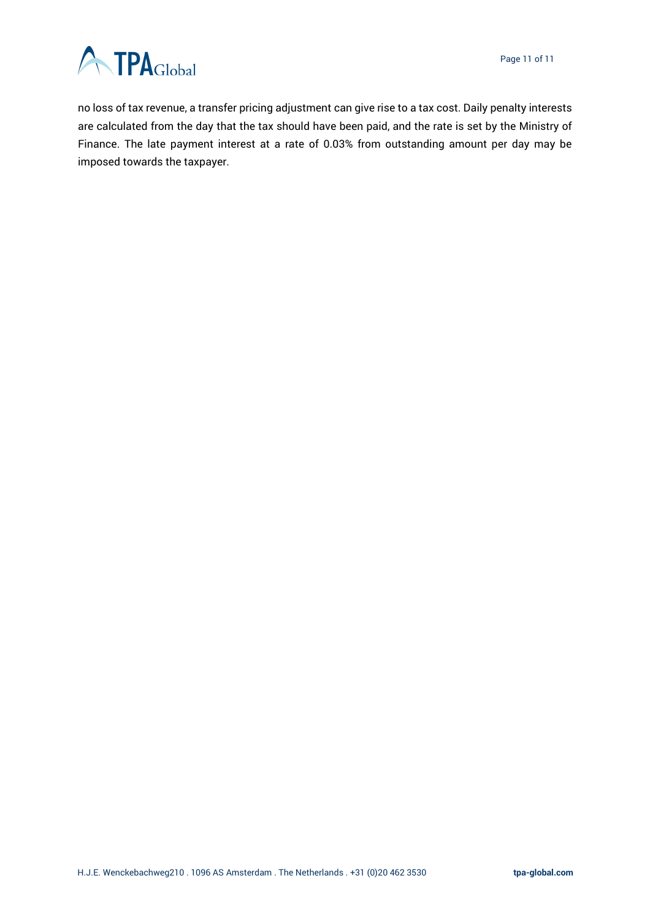no loss of tax revenue, a transfer pricing adjustment can give rise to a tax cost. Daily penalty interests are calculated from the day that the tax should have been paid, and the rate is set by the Ministry of Finance. The late payment interest at a rate of 0.03% from outstanding amount per day may be imposed towards the taxpayer.